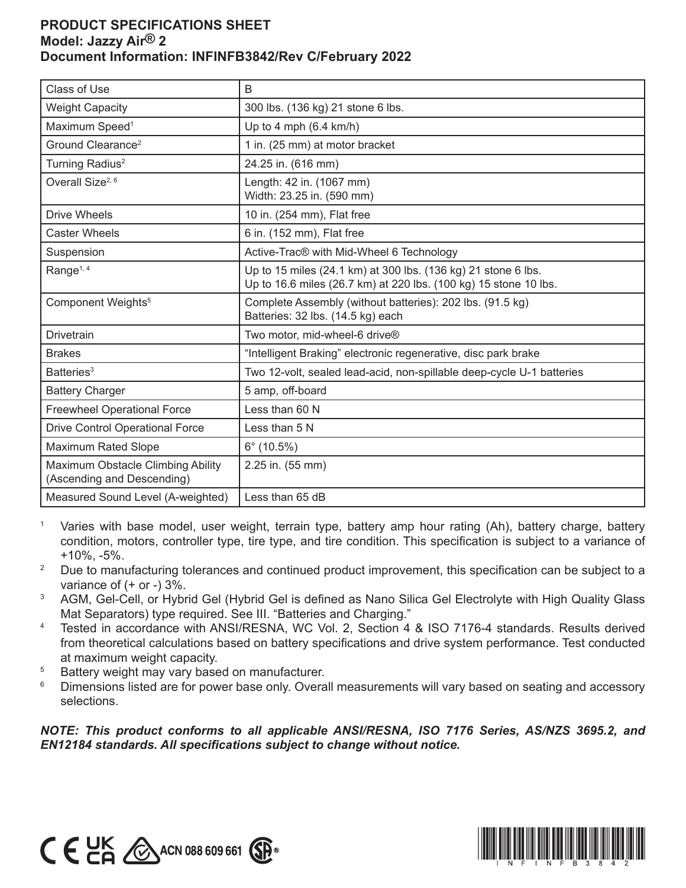**PRODUCT SPECIFICATIONS SHEET**
**Model: Jazzy Air® 2**
**Document Information: INFINFB3842/Rev C/February 2022**

| | |
|---|---|
| Class of Use | B |
| Weight Capacity | 300 lbs. (136 kg) 21 stone 6 lbs. |
| Maximum Speed[1] | Up to 4 mph (6.4 km/h) |
| Ground Clearance[2] | 1 in. (25 mm) at motor bracket |
| Turning Radius[2] | 24.25 in. (616 mm) |
| Overall Size[2, 6] | Length: 42 in. (1067 mm)<br>Width: 23.25 in. (590 mm) |
| Drive Wheels | 10 in. (254 mm), Flat free |
| Caster Wheels | 6 in. (152 mm), Flat free |
| Suspension | Active-Trac® with Mid-Wheel 6 Technology |
| Range[1, 4] | Up to 15 miles (24.1 km) at 300 lbs. (136 kg) 21 stone 6 lbs.<br>Up to 16.6 miles (26.7 km) at 220 lbs. (100 kg) 15 stone 10 lbs. |
| Component Weights[5] | Complete Assembly (without batteries): 202 lbs. (91.5 kg)<br>Batteries: 32 lbs. (14.5 kg) each |
| Drivetrain | Two motor, mid-wheel-6 drive® |
| Brakes | "Intelligent Braking" electronic regenerative, disc park brake |
| Batteries[3] | Two 12-volt, sealed lead-acid, non-spillable deep-cycle U-1 batteries |
| Battery Charger | 5 amp, off-board |
| Freewheel Operational Force | Less than 60 N |
| Drive Control Operational Force | Less than 5 N |
| Maximum Rated Slope | 6° (10.5%) |
| Maximum Obstacle Climbing Ability (Ascending and Descending) | 2.25 in. (55 mm) |
| Measured Sound Level (A-weighted) | Less than 65 dB |

[1] Varies with base model, user weight, terrain type, battery amp hour rating (Ah), battery charge, battery condition, motors, controller type, tire type, and tire condition. This specification is subject to a variance of +10%, -5%.

[2] Due to manufacturing tolerances and continued product improvement, this specification can be subject to a variance of (+ or -) 3%.

[3] AGM, Gel-Cell, or Hybrid Gel (Hybrid Gel is defined as Nano Silica Gel Electrolyte with High Quality Glass Mat Separators) type required. See III. "Batteries and Charging."

[4] Tested in accordance with ANSI/RESNA, WC Vol. 2, Section 4 & ISO 7176-4 standards. Results derived from theoretical calculations based on battery specifications and drive system performance. Test conducted at maximum weight capacity.

[5] Battery weight may vary based on manufacturer.

[6] Dimensions listed are for power base only. Overall measurements will vary based on seating and accessory selections.

***NOTE: This product conforms to all applicable ANSI/RESNA, ISO 7176 Series, AS/NZS 3695.2, and EN12184 standards. All specifications subject to change without notice.***

ACN 088 609 661

INFINFB3842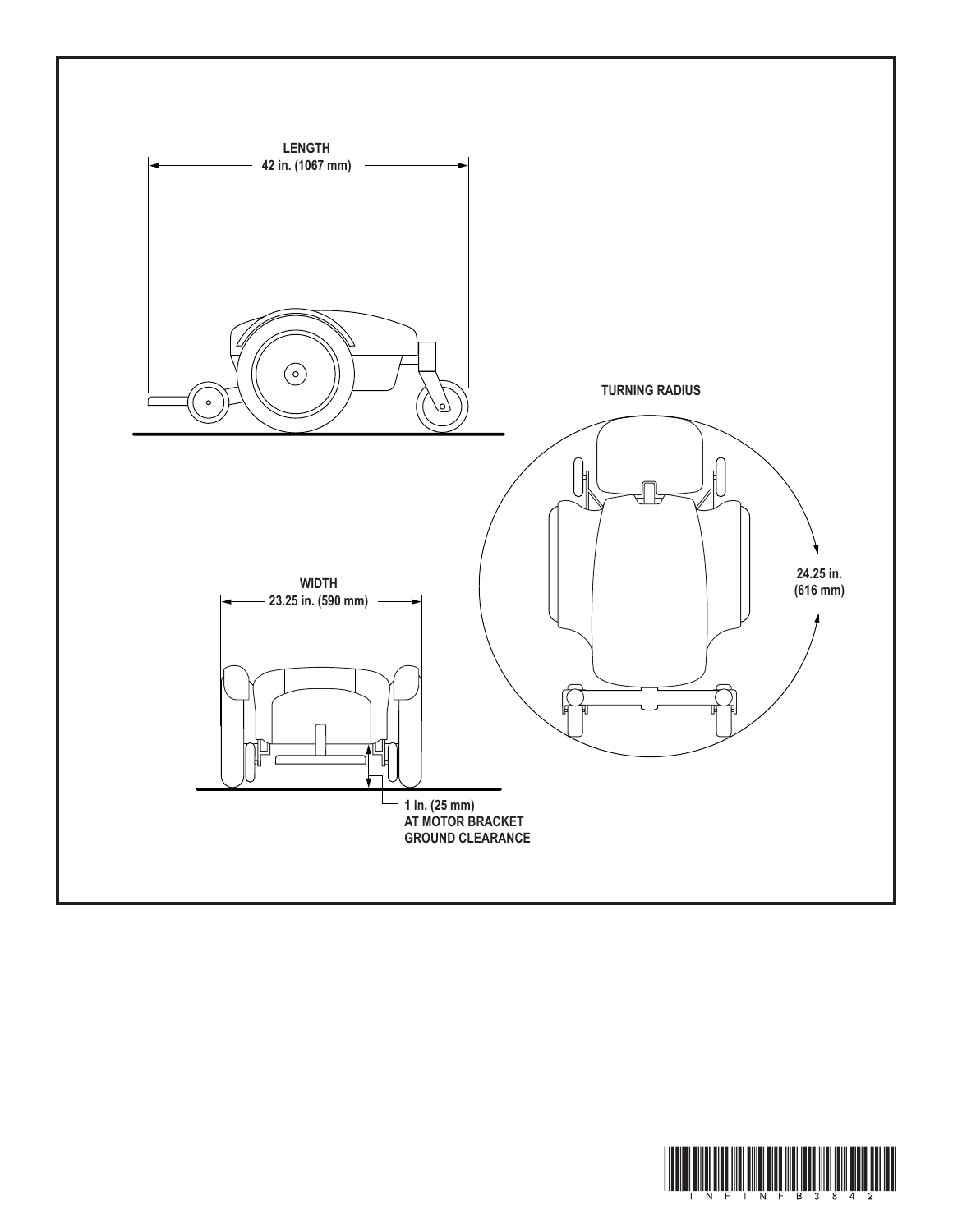LENGTH
42 in. (1067 mm)

TURNING RADIUS

24.25 in.
(616 mm)

WIDTH
23.25 in. (590 mm)

1 in. (25 mm)
AT MOTOR BRACKET
GROUND CLEARANCE

INFINFB3842